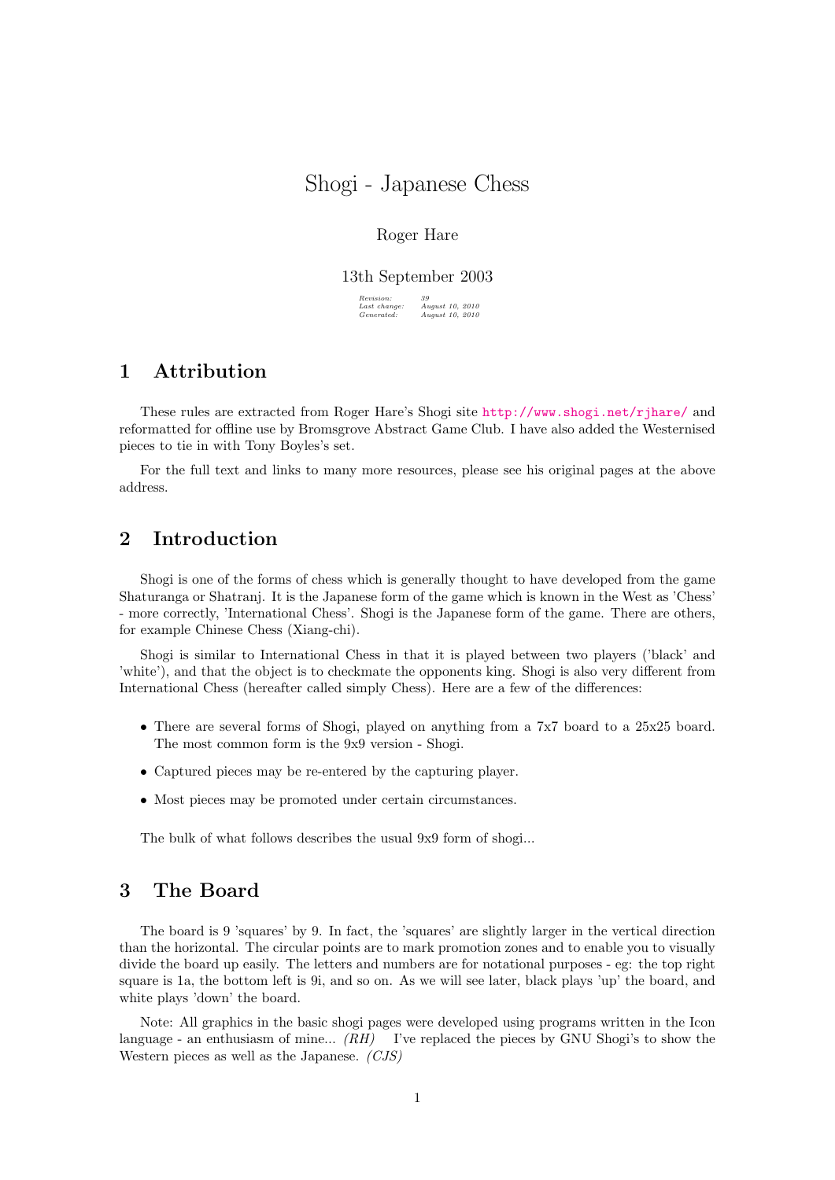# Shogi - Japanese Chess

Roger Hare

13th September 2003

*Revision:* *39*
*Last change:* *August 10, 2010*
*Generated:* *August 10, 2010*

## 1 Attribution

These rules are extracted from Roger Hare's Shogi site http://www.shogi.net/rjhare/ and reformatted for offline use by Bromsgrove Abstract Game Club. I have also added the Westernised pieces to tie in with Tony Boyles's set.

For the full text and links to many more resources, please see his original pages at the above address.

## 2 Introduction

Shogi is one of the forms of chess which is generally thought to have developed from the game Shaturanga or Shatranj. It is the Japanese form of the game which is known in the West as 'Chess' - more correctly, 'International Chess'. Shogi is the Japanese form of the game. There are others, for example Chinese Chess (Xiang-chi).

Shogi is similar to International Chess in that it is played between two players ('black' and 'white'), and that the object is to checkmate the opponents king. Shogi is also very different from International Chess (hereafter called simply Chess). Here are a few of the differences:

- There are several forms of Shogi, played on anything from a 7x7 board to a 25x25 board. The most common form is the 9x9 version - Shogi.
- Captured pieces may be re-entered by the capturing player.
- Most pieces may be promoted under certain circumstances.

The bulk of what follows describes the usual 9x9 form of shogi...

## 3 The Board

The board is 9 'squares' by 9. In fact, the 'squares' are slightly larger in the vertical direction than the horizontal. The circular points are to mark promotion zones and to enable you to visually divide the board up easily. The letters and numbers are for notational purposes - eg: the top right square is 1a, the bottom left is 9i, and so on. As we will see later, black plays 'up' the board, and white plays 'down' the board.

Note: All graphics in the basic shogi pages were developed using programs written in the Icon language - an enthusiasm of mine... *(RH)* I've replaced the pieces by GNU Shogi's to show the Western pieces as well as the Japanese. *(CJS)*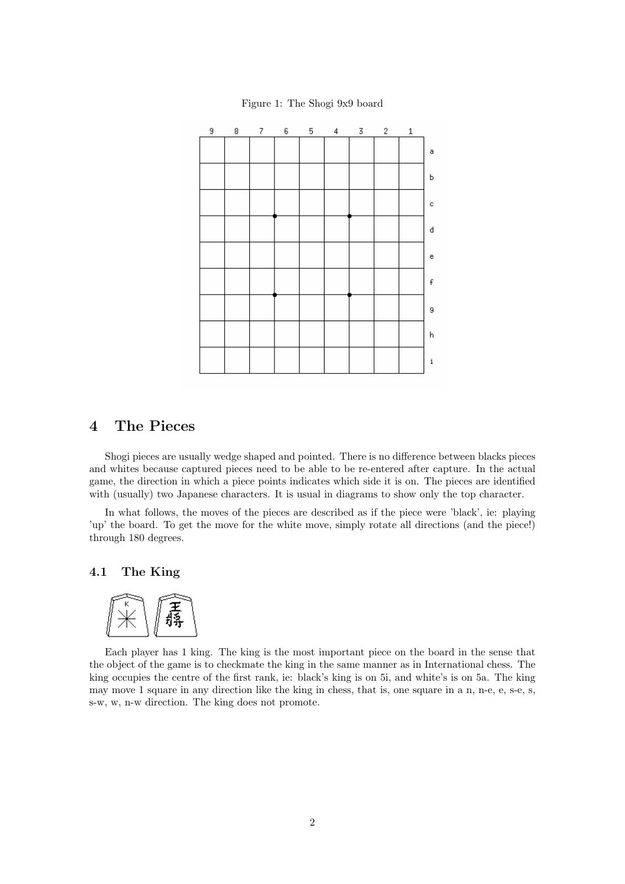Figure 1: The Shogi 9x9 board

## 4 The Pieces

Shogi pieces are usually wedge shaped and pointed. There is no difference between blacks pieces and whites because captured pieces need to be able to be re-entered after capture. In the actual game, the direction in which a piece points indicates which side it is on. The pieces are identified with (usually) two Japanese characters. It is usual in diagrams to show only the top character.

In what follows, the moves of the pieces are described as if the piece were 'black', ie: playing 'up' the board. To get the move for the white move, simply rotate all directions (and the piece!) through 180 degrees.

### 4.1 The King

Each player has 1 king. The king is the most important piece on the board in the sense that the object of the game is to checkmate the king in the same manner as in International chess. The king occupies the centre of the first rank, ie: black's king is on 5i, and white's is on 5a. The king may move 1 square in any direction like the king in chess, that is, one square in a n, n-e, e, s-e, s, s-w, w, n-w direction. The king does not promote.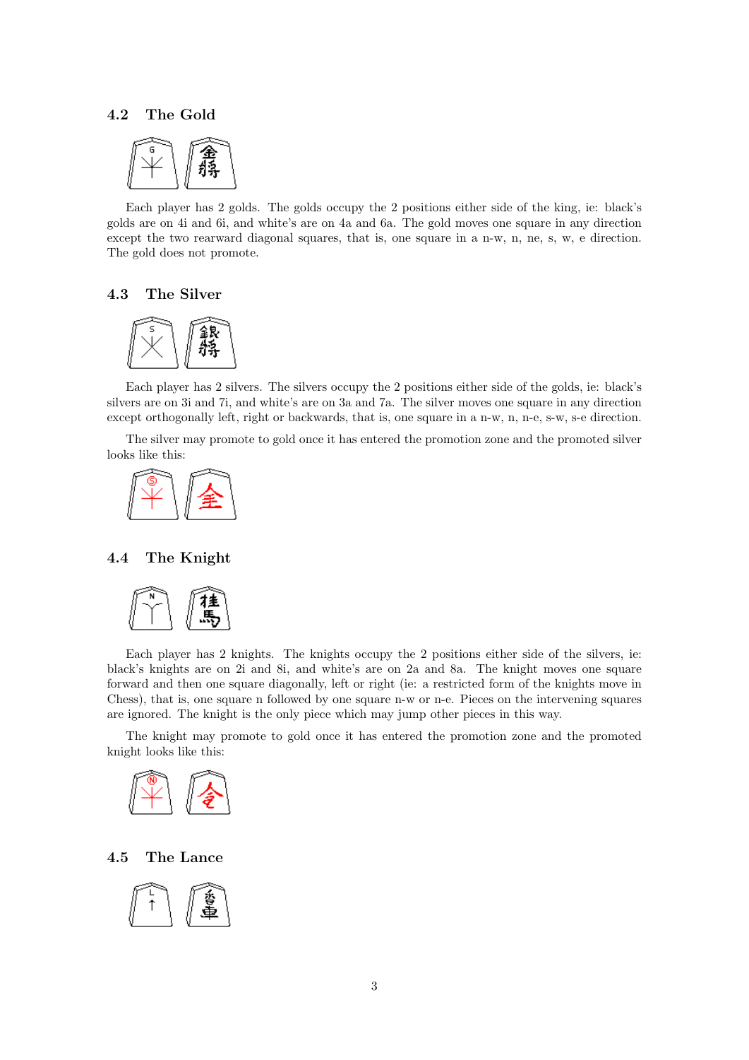## 4.2 The Gold

Each player has 2 golds. The golds occupy the 2 positions either side of the king, ie: black's golds are on 4i and 6i, and white's are on 4a and 6a. The gold moves one square in any direction except the two rearward diagonal squares, that is, one square in a n-w, n, ne, s, w, e direction. The gold does not promote.

## 4.3 The Silver

Each player has 2 silvers. The silvers occupy the 2 positions either side of the golds, ie: black's silvers are on 3i and 7i, and white's are on 3a and 7a. The silver moves one square in any direction except orthogonally left, right or backwards, that is, one square in a n-w, n, n-e, s-w, s-e direction.

The silver may promote to gold once it has entered the promotion zone and the promoted silver looks like this:

## 4.4 The Knight

Each player has 2 knights. The knights occupy the 2 positions either side of the silvers, ie: black's knights are on 2i and 8i, and white's are on 2a and 8a. The knight moves one square forward and then one square diagonally, left or right (ie: a restricted form of the knights move in Chess), that is, one square n followed by one square n-w or n-e. Pieces on the intervening squares are ignored. The knight is the only piece which may jump other pieces in this way.

The knight may promote to gold once it has entered the promotion zone and the promoted knight looks like this:

## 4.5 The Lance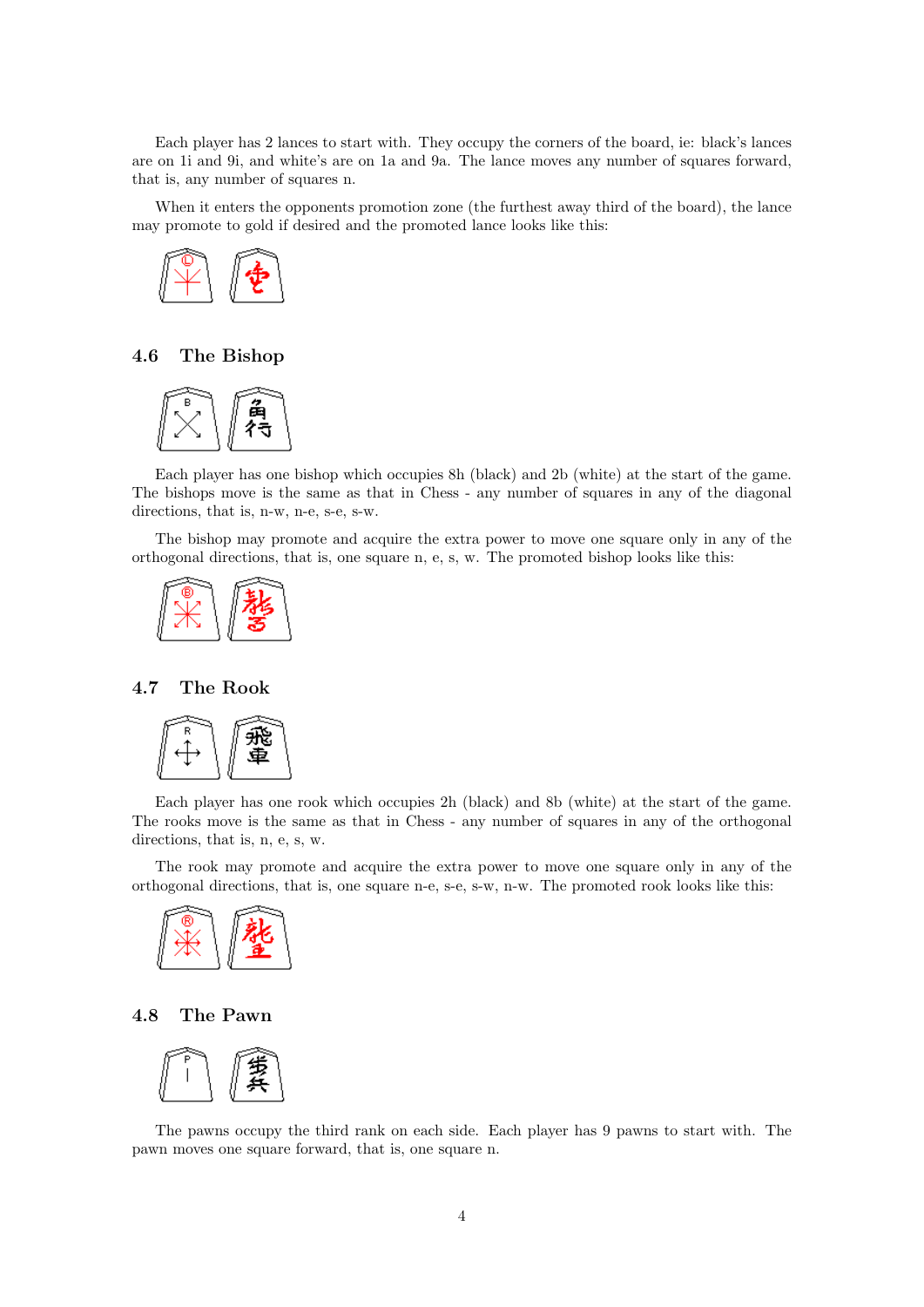Each player has 2 lances to start with. They occupy the corners of the board, ie: black's lances are on 1i and 9i, and white's are on 1a and 9a. The lance moves any number of squares forward, that is, any number of squares n.

When it enters the opponents promotion zone (the furthest away third of the board), the lance may promote to gold if desired and the promoted lance looks like this:

### 4.6 The Bishop

Each player has one bishop which occupies 8h (black) and 2b (white) at the start of the game. The bishops move is the same as that in Chess - any number of squares in any of the diagonal directions, that is, n-w, n-e, s-e, s-w.

The bishop may promote and acquire the extra power to move one square only in any of the orthogonal directions, that is, one square n, e, s, w. The promoted bishop looks like this:

### 4.7 The Rook

Each player has one rook which occupies 2h (black) and 8b (white) at the start of the game. The rooks move is the same as that in Chess - any number of squares in any of the orthogonal directions, that is, n, e, s, w.

The rook may promote and acquire the extra power to move one square only in any of the orthogonal directions, that is, one square n-e, s-e, s-w, n-w. The promoted rook looks like this:

### 4.8 The Pawn

The pawns occupy the third rank on each side. Each player has 9 pawns to start with. The pawn moves one square forward, that is, one square n.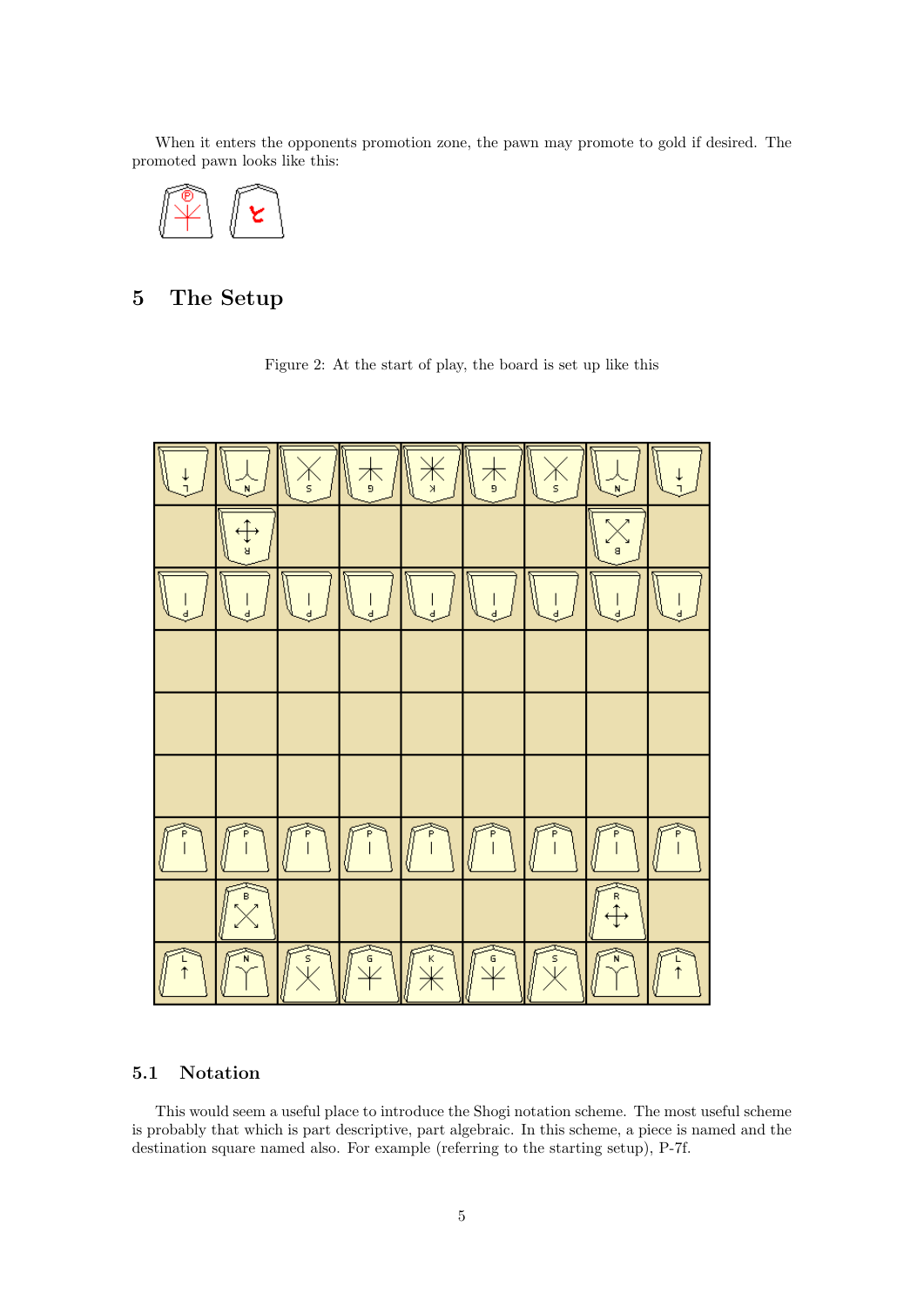When it enters the opponents promotion zone, the pawn may promote to gold if desired. The promoted pawn looks like this:

# 5 The Setup

Figure 2: At the start of play, the board is set up like this

## 5.1 Notation

This would seem a useful place to introduce the Shogi notation scheme. The most useful scheme is probably that which is part descriptive, part algebraic. In this scheme, a piece is named and the destination square named also. For example (referring to the starting setup), P-7f.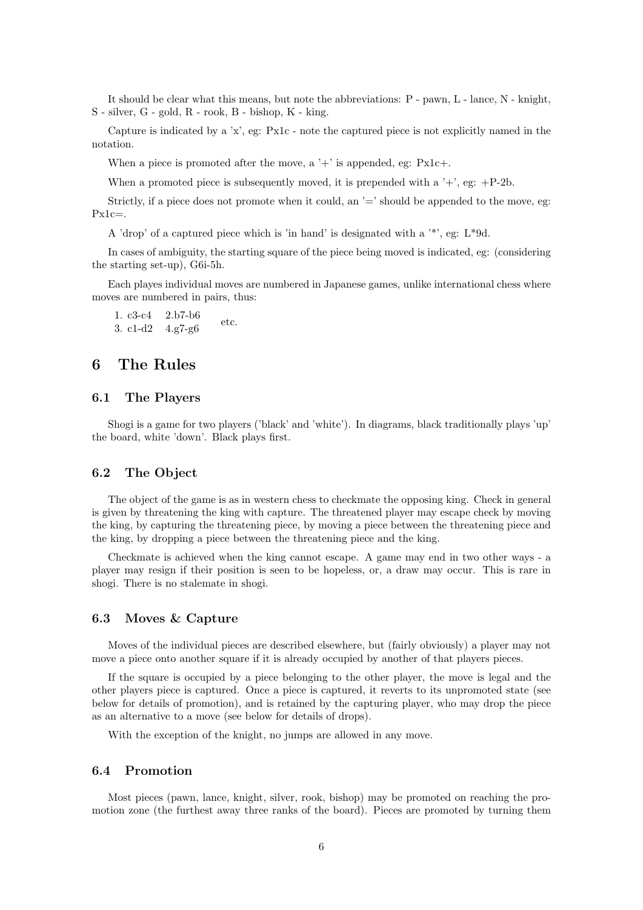It should be clear what this means, but note the abbreviations: P - pawn, L - lance, N - knight, S - silver, G - gold, R - rook, B - bishop, K - king.

Capture is indicated by a 'x', eg: Px1c - note the captured piece is not explicitly named in the notation.

When a piece is promoted after the move, a '+' is appended, eg: Px1c+.

When a promoted piece is subsequently moved, it is prepended with a '+', eg: +P-2b.

Strictly, if a piece does not promote when it could, an '=' should be appended to the move, eg: Px1c=.

A 'drop' of a captured piece which is 'in hand' is designated with a '*', eg: L*9d.

In cases of ambiguity, the starting square of the piece being moved is indicated, eg: (considering the starting set-up), G6i-5h.

Each playes individual moves are numbered in Japanese games, unlike international chess where moves are numbered in pairs, thus:

1. c3-c4 2.b7-b6
3. c1-d2 4.g7-g6 etc.

## 6 The Rules

### 6.1 The Players

Shogi is a game for two players ('black' and 'white'). In diagrams, black traditionally plays 'up' the board, white 'down'. Black plays first.

### 6.2 The Object

The object of the game is as in western chess to checkmate the opposing king. Check in general is given by threatening the king with capture. The threatened player may escape check by moving the king, by capturing the threatening piece, by moving a piece between the threatening piece and the king, by dropping a piece between the threatening piece and the king.

Checkmate is achieved when the king cannot escape. A game may end in two other ways - a player may resign if their position is seen to be hopeless, or, a draw may occur. This is rare in shogi. There is no stalemate in shogi.

### 6.3 Moves & Capture

Moves of the individual pieces are described elsewhere, but (fairly obviously) a player may not move a piece onto another square if it is already occupied by another of that players pieces.

If the square is occupied by a piece belonging to the other player, the move is legal and the other players piece is captured. Once a piece is captured, it reverts to its unpromoted state (see below for details of promotion), and is retained by the capturing player, who may drop the piece as an alternative to a move (see below for details of drops).

With the exception of the knight, no jumps are allowed in any move.

### 6.4 Promotion

Most pieces (pawn, lance, knight, silver, rook, bishop) may be promoted on reaching the promotion zone (the furthest away three ranks of the board). Pieces are promoted by turning them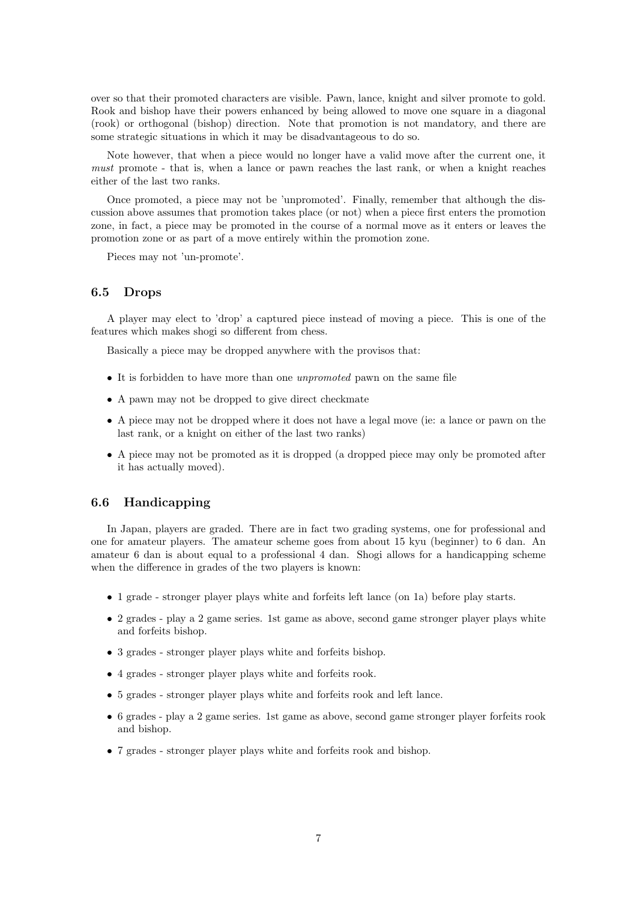over so that their promoted characters are visible. Pawn, lance, knight and silver promote to gold. Rook and bishop have their powers enhanced by being allowed to move one square in a diagonal (rook) or orthogonal (bishop) direction. Note that promotion is not mandatory, and there are some strategic situations in which it may be disadvantageous to do so.

Note however, that when a piece would no longer have a valid move after the current one, it *must* promote - that is, when a lance or pawn reaches the last rank, or when a knight reaches either of the last two ranks.

Once promoted, a piece may not be 'unpromoted'. Finally, remember that although the discussion above assumes that promotion takes place (or not) when a piece first enters the promotion zone, in fact, a piece may be promoted in the course of a normal move as it enters or leaves the promotion zone or as part of a move entirely within the promotion zone.

Pieces may not 'un-promote'.

### 6.5 Drops

A player may elect to 'drop' a captured piece instead of moving a piece. This is one of the features which makes shogi so different from chess.

Basically a piece may be dropped anywhere with the provisos that:

- It is forbidden to have more than one *unpromoted* pawn on the same file
- A pawn may not be dropped to give direct checkmate
- A piece may not be dropped where it does not have a legal move (ie: a lance or pawn on the last rank, or a knight on either of the last two ranks)
- A piece may not be promoted as it is dropped (a dropped piece may only be promoted after it has actually moved).

### 6.6 Handicapping

In Japan, players are graded. There are in fact two grading systems, one for professional and one for amateur players. The amateur scheme goes from about 15 kyu (beginner) to 6 dan. An amateur 6 dan is about equal to a professional 4 dan. Shogi allows for a handicapping scheme when the difference in grades of the two players is known:

- 1 grade - stronger player plays white and forfeits left lance (on 1a) before play starts.
- 2 grades - play a 2 game series. 1st game as above, second game stronger player plays white and forfeits bishop.
- 3 grades - stronger player plays white and forfeits bishop.
- 4 grades - stronger player plays white and forfeits rook.
- 5 grades - stronger player plays white and forfeits rook and left lance.
- 6 grades - play a 2 game series. 1st game as above, second game stronger player forfeits rook and bishop.
- 7 grades - stronger player plays white and forfeits rook and bishop.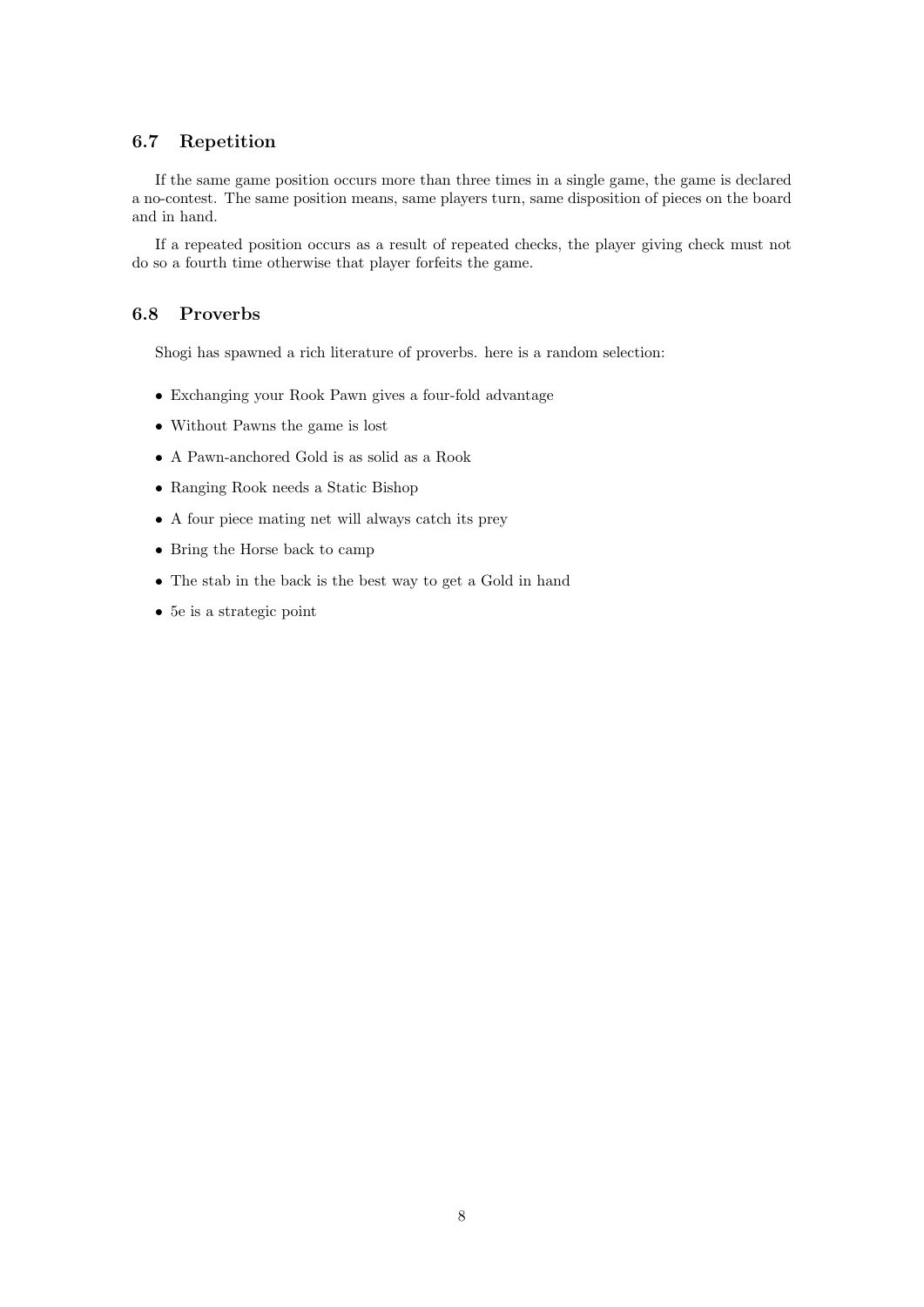## 6.7 Repetition

If the same game position occurs more than three times in a single game, the game is declared a no-contest. The same position means, same players turn, same disposition of pieces on the board and in hand.

If a repeated position occurs as a result of repeated checks, the player giving check must not do so a fourth time otherwise that player forfeits the game.

## 6.8 Proverbs

Shogi has spawned a rich literature of proverbs. here is a random selection:

- Exchanging your Rook Pawn gives a four-fold advantage
- Without Pawns the game is lost
- A Pawn-anchored Gold is as solid as a Rook
- Ranging Rook needs a Static Bishop
- A four piece mating net will always catch its prey
- Bring the Horse back to camp
- The stab in the back is the best way to get a Gold in hand
- 5e is a strategic point